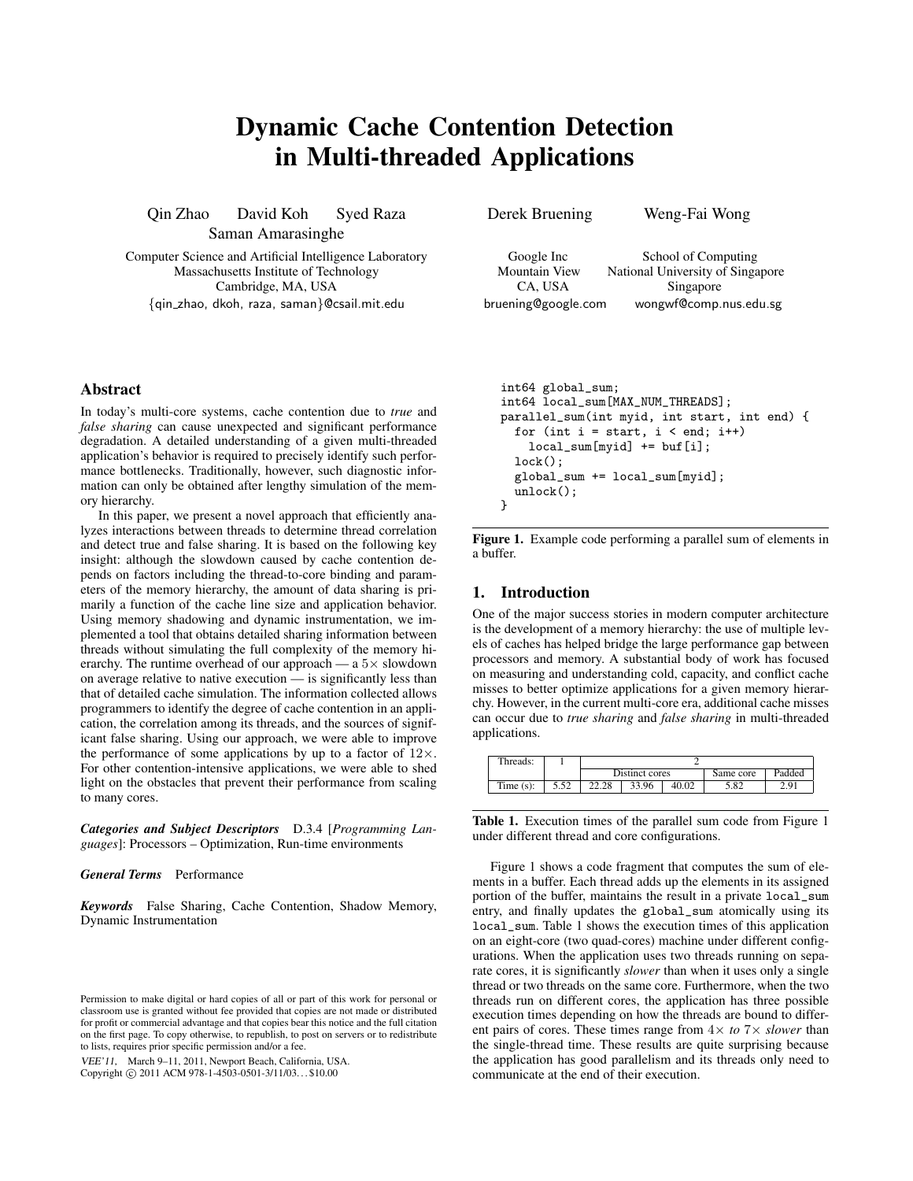# Dynamic Cache Contention Detection in Multi-threaded Applications

Qin Zhao David Koh Syed Raza Saman Amarasinghe

Computer Science and Artificial Intelligence Laboratory
Massachusetts Institute of Technology
Cambridge, MA, USA
{qin_zhao, dkoh, raza, saman}@csail.mit.edu

Derek Bruening

Google Inc
Mountain View
CA, USA
bruening@google.com

Weng-Fai Wong

School of Computing
National University of Singapore
Singapore
wongwf@comp.nus.edu.sg

## Abstract

In today's multi-core systems, cache contention due to *true* and *false sharing* can cause unexpected and significant performance degradation. A detailed understanding of a given multi-threaded application's behavior is required to precisely identify such performance bottlenecks. Traditionally, however, such diagnostic information can only be obtained after lengthy simulation of the memory hierarchy.

In this paper, we present a novel approach that efficiently analyzes interactions between threads to determine thread correlation and detect true and false sharing. It is based on the following key insight: although the slowdown caused by cache contention depends on factors including the thread-to-core binding and parameters of the memory hierarchy, the amount of data sharing is primarily a function of the cache line size and application behavior. Using memory shadowing and dynamic instrumentation, we implemented a tool that obtains detailed sharing information between threads without simulating the full complexity of the memory hierarchy. The runtime overhead of our approach — a $5\times$ slowdown on average relative to native execution — is significantly less than that of detailed cache simulation. The information collected allows programmers to identify the degree of cache contention in an application, the correlation among its threads, and the sources of significant false sharing. Using our approach, we were able to improve the performance of some applications by up to a factor of $12\times$. For other contention-intensive applications, we were able to shed light on the obstacles that prevent their performance from scaling to many cores.

***Categories and Subject Descriptors*** D.3.4 [*Programming Languages*]: Processors – Optimization, Run-time environments

***General Terms*** Performance

***Keywords*** False Sharing, Cache Contention, Shadow Memory, Dynamic Instrumentation

Permission to make digital or hard copies of all or part of this work for personal or classroom use is granted without fee provided that copies are not made or distributed for profit or commercial advantage and that copies bear this notice and the full citation on the first page. To copy otherwise, to republish, to post on servers or to redistribute to lists, requires prior specific permission and/or a fee.

*VEE'11*, March 9–11, 2011, Newport Beach, California, USA.
Copyright © 2011 ACM 978-1-4503-0501-3/11/03... $10.00

```
int64 global_sum;
int64 local_sum[MAX_NUM_THREADS];
parallel_sum(int myid, int start, int end) {
  for (int i = start, i < end; i++)
    local_sum[myid] += buf[i];
  lock();
  global_sum += local_sum[myid];
  unlock();
}
```

**Figure 1.** Example code performing a parallel sum of elements in a buffer.

## 1. Introduction

One of the major success stories in modern computer architecture is the development of a memory hierarchy: the use of multiple levels of caches has helped bridge the large performance gap between processors and memory. A substantial body of work has focused on measuring and understanding cold, capacity, and conflict cache misses to better optimize applications for a given memory hierarchy. However, in the current multi-core era, additional cache misses can occur due to *true sharing* and *false sharing* in multi-threaded applications.

| Threads: | 1 | 2 | | | | |
|---|---|---|---|---|---|---|
| | | Distinct cores | | | Same core | Padded |
| Time (s): | 5.52 | 22.28 | 33.96 | 40.02 | 5.82 | 2.91 |

**Table 1.** Execution times of the parallel sum code from Figure 1 under different thread and core configurations.

Figure 1 shows a code fragment that computes the sum of elements in a buffer. Each thread adds up the elements in its assigned portion of the buffer, maintains the result in a private `local_sum` entry, and finally updates the `global_sum` atomically using its `local_sum`. Table 1 shows the execution times of this application on an eight-core (two quad-cores) machine under different configurations. When the application uses two threads running on separate cores, it is significantly *slower* than when it uses only a single thread or two threads on the same core. Furthermore, when the two threads run on different cores, the application has three possible execution times depending on how the threads are bound to different pairs of cores. These times range from $4\times$ *to* $7\times$ *slower* than the single-thread time. These results are quite surprising because the application has good parallelism and its threads only need to communicate at the end of their execution.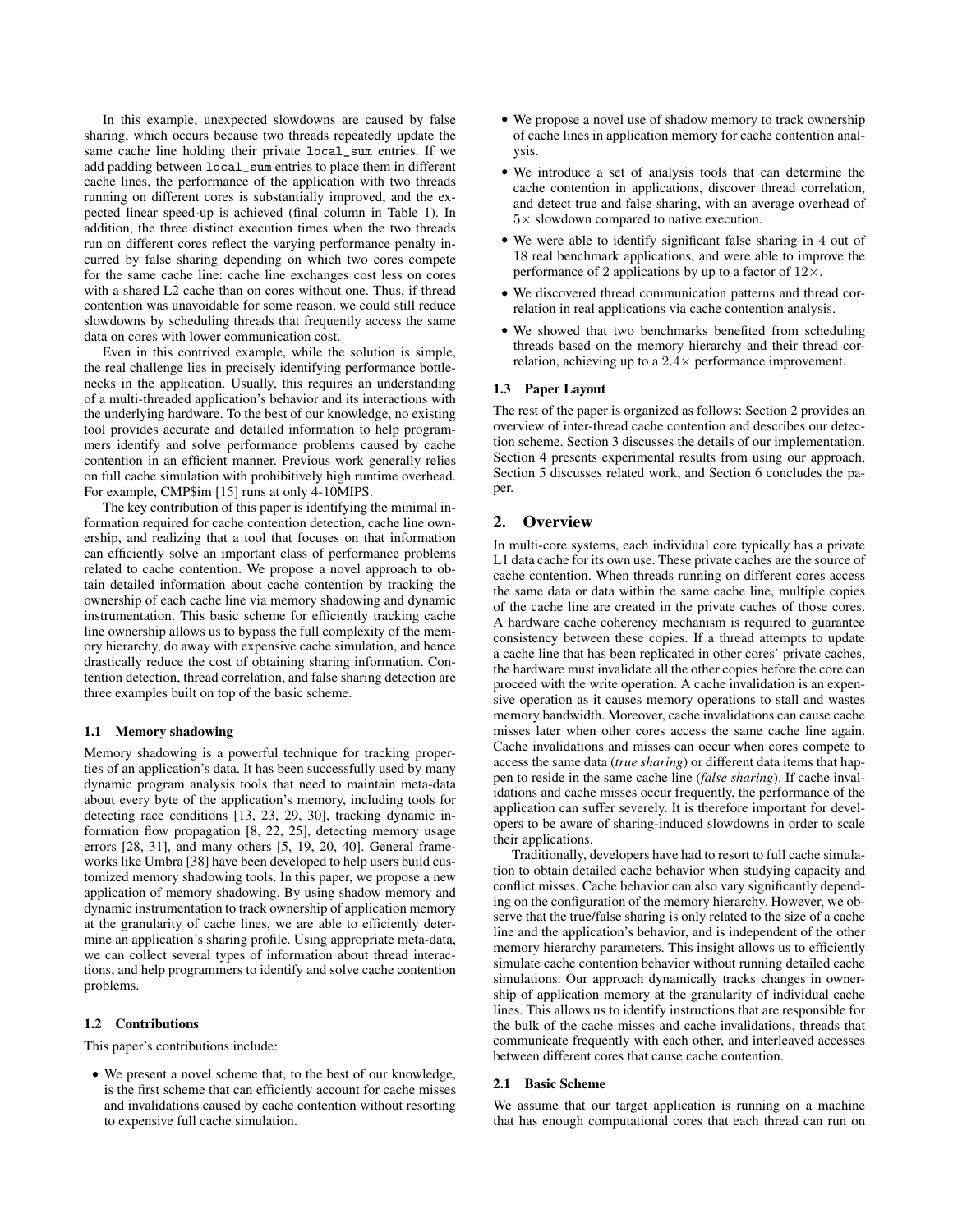In this example, unexpected slowdowns are caused by false sharing, which occurs because two threads repeatedly update the same cache line holding their private `local_sum` entries. If we add padding between `local_sum` entries to place them in different cache lines, the performance of the application with two threads running on different cores is substantially improved, and the expected linear speed-up is achieved (final column in Table 1). In addition, the three distinct execution times when the two threads run on different cores reflect the varying performance penalty incurred by false sharing depending on which two cores compete for the same cache line: cache line exchanges cost less on cores with a shared L2 cache than on cores without one. Thus, if thread contention was unavoidable for some reason, we could still reduce slowdowns by scheduling threads that frequently access the same data on cores with lower communication cost.

Even in this contrived example, while the solution is simple, the real challenge lies in precisely identifying performance bottlenecks in the application. Usually, this requires an understanding of a multi-threaded application's behavior and its interactions with the underlying hardware. To the best of our knowledge, no existing tool provides accurate and detailed information to help programmers identify and solve performance problems caused by cache contention in an efficient manner. Previous work generally relies on full cache simulation with prohibitively high runtime overhead. For example, CMP$im [15] runs at only 4-10MIPS.

The key contribution of this paper is identifying the minimal information required for cache contention detection, cache line ownership, and realizing that a tool that focuses on that information can efficiently solve an important class of performance problems related to cache contention. We propose a novel approach to obtain detailed information about cache contention by tracking the ownership of each cache line via memory shadowing and dynamic instrumentation. This basic scheme for efficiently tracking cache line ownership allows us to bypass the full complexity of the memory hierarchy, do away with expensive cache simulation, and hence drastically reduce the cost of obtaining sharing information. Contention detection, thread correlation, and false sharing detection are three examples built on top of the basic scheme.

### 1.1 Memory shadowing

Memory shadowing is a powerful technique for tracking properties of an application's data. It has been successfully used by many dynamic program analysis tools that need to maintain meta-data about every byte of the application's memory, including tools for detecting race conditions [13, 23, 29, 30], tracking dynamic information flow propagation [8, 22, 25], detecting memory usage errors [28, 31], and many others [5, 19, 20, 40]. General frameworks like Umbra [38] have been developed to help users build customized memory shadowing tools. In this paper, we propose a new application of memory shadowing. By using shadow memory and dynamic instrumentation to track ownership of application memory at the granularity of cache lines, we are able to efficiently determine an application's sharing profile. Using appropriate meta-data, we can collect several types of information about thread interactions, and help programmers to identify and solve cache contention problems.

### 1.2 Contributions

This paper's contributions include:

- We present a novel scheme that, to the best of our knowledge, is the first scheme that can efficiently account for cache misses and invalidations caused by cache contention without resorting to expensive full cache simulation.
- We propose a novel use of shadow memory to track ownership of cache lines in application memory for cache contention analysis.
- We introduce a set of analysis tools that can determine the cache contention in applications, discover thread correlation, and detect true and false sharing, with an average overhead of $5\times$ slowdown compared to native execution.
- We were able to identify significant false sharing in $4$ out of $18$ real benchmark applications, and were able to improve the performance of 2 applications by up to a factor of $12\times$.
- We discovered thread communication patterns and thread correlation in real applications via cache contention analysis.
- We showed that two benchmarks benefited from scheduling threads based on the memory hierarchy and their thread correlation, achieving up to a $2.4\times$ performance improvement.

### 1.3 Paper Layout

The rest of the paper is organized as follows: Section 2 provides an overview of inter-thread cache contention and describes our detection scheme. Section 3 discusses the details of our implementation. Section 4 presents experimental results from using our approach, Section 5 discusses related work, and Section 6 concludes the paper.

## 2. Overview

In multi-core systems, each individual core typically has a private L1 data cache for its own use. These private caches are the source of cache contention. When threads running on different cores access the same data or data within the same cache line, multiple copies of the cache line are created in the private caches of those cores. A hardware cache coherency mechanism is required to guarantee consistency between these copies. If a thread attempts to update a cache line that has been replicated in other cores' private caches, the hardware must invalidate all the other copies before the core can proceed with the write operation. A cache invalidation is an expensive operation as it causes memory operations to stall and wastes memory bandwidth. Moreover, cache invalidations can cause cache misses later when other cores access the same cache line again. Cache invalidations and misses can occur when cores compete to access the same data (*true sharing*) or different data items that happen to reside in the same cache line (*false sharing*). If cache invalidations and cache misses occur frequently, the performance of the application can suffer severely. It is therefore important for developers to be aware of sharing-induced slowdowns in order to scale their applications.

Traditionally, developers have had to resort to full cache simulation to obtain detailed cache behavior when studying capacity and conflict misses. Cache behavior can also vary significantly depending on the configuration of the memory hierarchy. However, we observe that the true/false sharing is only related to the size of a cache line and the application's behavior, and is independent of the other memory hierarchy parameters. This insight allows us to efficiently simulate cache contention behavior without running detailed cache simulations. Our approach dynamically tracks changes in ownership of application memory at the granularity of individual cache lines. This allows us to identify instructions that are responsible for the bulk of the cache misses and cache invalidations, threads that communicate frequently with each other, and interleaved accesses between different cores that cause cache contention.

### 2.1 Basic Scheme

We assume that our target application is running on a machine that has enough computational cores that each thread can run on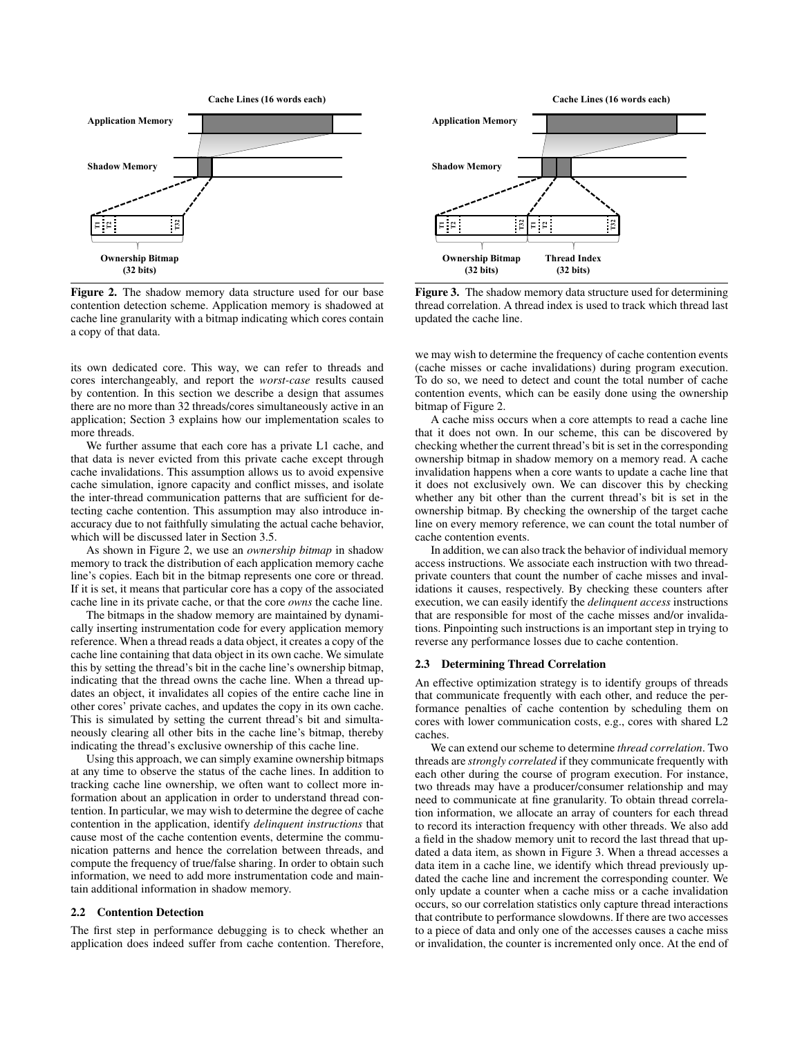Cache Lines (16 words each)

Application Memory

Shadow Memory

T1 T2 T32

Ownership Bitmap
(32 bits)

**Figure 2.** The shadow memory data structure used for our base contention detection scheme. Application memory is shadowed at cache line granularity with a bitmap indicating which cores contain a copy of that data.

Cache Lines (16 words each)

Application Memory

Shadow Memory

T1 T2 T32 T1 T2 T32

Ownership Bitmap
(32 bits)

Thread Index
(32 bits)

**Figure 3.** The shadow memory data structure used for determining thread correlation. A thread index is used to track which thread last updated the cache line.

its own dedicated core. This way, we can refer to threads and cores interchangeably, and report the *worst-case* results caused by contention. In this section we describe a design that assumes there are no more than 32 threads/cores simultaneously active in an application; Section 3 explains how our implementation scales to more threads.

We further assume that each core has a private L1 cache, and that data is never evicted from this private cache except through cache invalidations. This assumption allows us to avoid expensive cache simulation, ignore capacity and conflict misses, and isolate the inter-thread communication patterns that are sufficient for detecting cache contention. This assumption may also introduce inaccuracy due to not faithfully simulating the actual cache behavior, which will be discussed later in Section 3.5.

As shown in Figure 2, we use an *ownership bitmap* in shadow memory to track the distribution of each application memory cache line's copies. Each bit in the bitmap represents one core or thread. If it is set, it means that particular core has a copy of the associated cache line in its private cache, or that the core *owns* the cache line.

The bitmaps in the shadow memory are maintained by dynamically inserting instrumentation code for every application memory reference. When a thread reads a data object, it creates a copy of the cache line containing that data object in its own cache. We simulate this by setting the thread's bit in the cache line's ownership bitmap, indicating that the thread owns the cache line. When a thread updates an object, it invalidates all copies of the entire cache line in other cores' private caches, and updates the copy in its own cache. This is simulated by setting the current thread's bit and simultaneously clearing all other bits in the cache line's bitmap, thereby indicating the thread's exclusive ownership of this cache line.

Using this approach, we can simply examine ownership bitmaps at any time to observe the status of the cache lines. In addition to tracking cache line ownership, we often want to collect more information about an application in order to understand thread contention. In particular, we may wish to determine the degree of cache contention in the application, identify *delinquent instructions* that cause most of the cache contention events, determine the communication patterns and hence the correlation between threads, and compute the frequency of true/false sharing. In order to obtain such information, we need to add more instrumentation code and maintain additional information in shadow memory.

### 2.2 Contention Detection

The first step in performance debugging is to check whether an application does indeed suffer from cache contention. Therefore, we may wish to determine the frequency of cache contention events (cache misses or cache invalidations) during program execution. To do so, we need to detect and count the total number of cache contention events, which can be easily done using the ownership bitmap of Figure 2.

A cache miss occurs when a core attempts to read a cache line that it does not own. In our scheme, this can be discovered by checking whether the current thread's bit is set in the corresponding ownership bitmap in shadow memory on a memory read. A cache invalidation happens when a core wants to update a cache line that it does not exclusively own. We can discover this by checking whether any bit other than the current thread's bit is set in the ownership bitmap. By checking the ownership of the target cache line on every memory reference, we can count the total number of cache contention events.

In addition, we can also track the behavior of individual memory access instructions. We associate each instruction with two thread-private counters that count the number of cache misses and invalidations it causes, respectively. By checking these counters after execution, we can easily identify the *delinquent access* instructions that are responsible for most of the cache misses and/or invalidations. Pinpointing such instructions is an important step in trying to reverse any performance losses due to cache contention.

### 2.3 Determining Thread Correlation

An effective optimization strategy is to identify groups of threads that communicate frequently with each other, and reduce the performance penalties of cache contention by scheduling them on cores with lower communication costs, e.g., cores with shared L2 caches.

We can extend our scheme to determine *thread correlation*. Two threads are *strongly correlated* if they communicate frequently with each other during the course of program execution. For instance, two threads may have a producer/consumer relationship and may need to communicate at fine granularity. To obtain thread correlation information, we allocate an array of counters for each thread to record its interaction frequency with other threads. We also add a field in the shadow memory unit to record the last thread that updated a data item, as shown in Figure 3. When a thread accesses a data item in a cache line, we identify which thread previously updated the cache line and increment the corresponding counter. We only update a counter when a cache miss or a cache invalidation occurs, so our correlation statistics only capture thread interactions that contribute to performance slowdowns. If there are two accesses to a piece of data and only one of the accesses causes a cache miss or invalidation, the counter is incremented only once. At the end of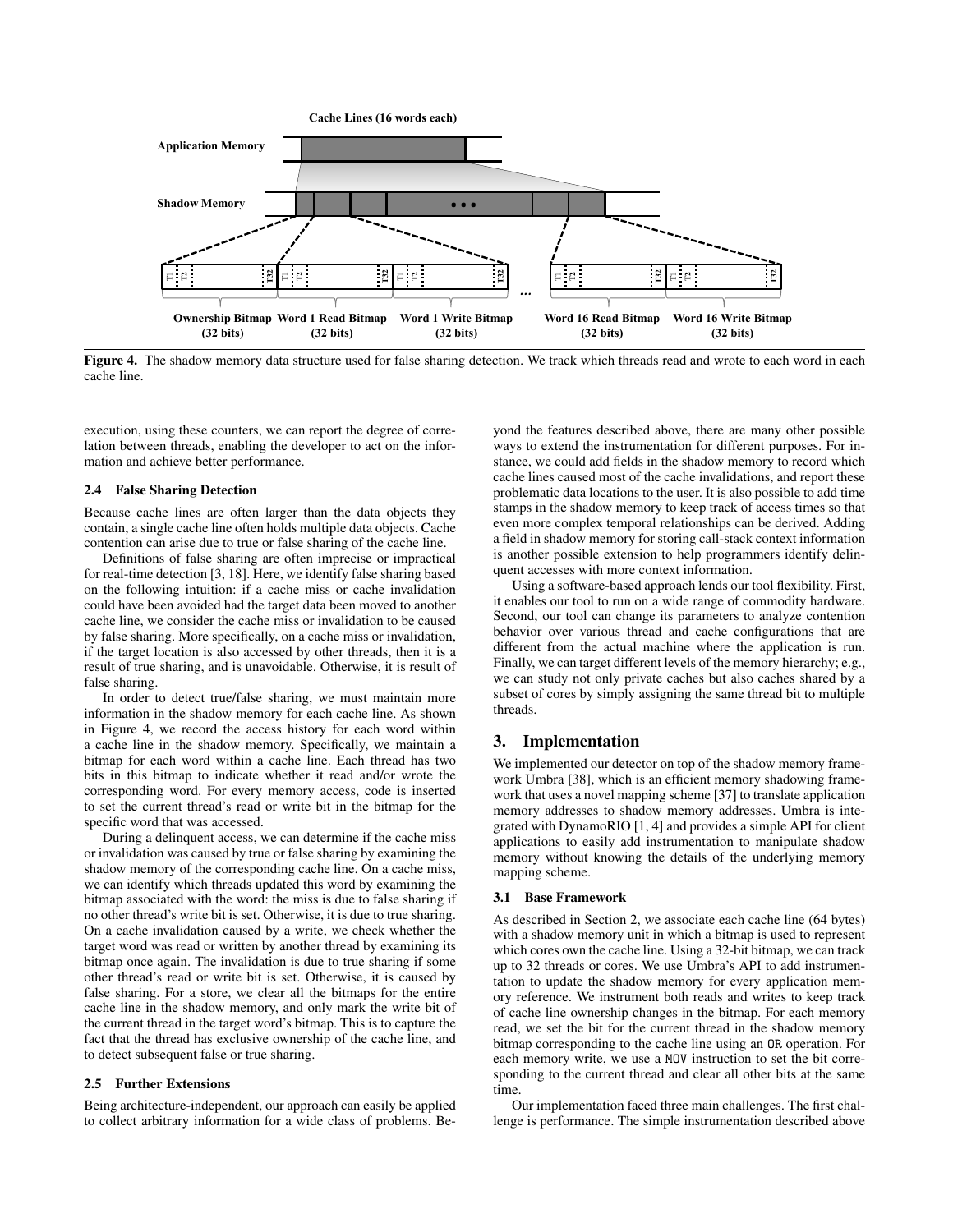Cache Lines (16 words each)

Application Memory

Shadow Memory

Ownership Bitmap (32 bits)

Word 1 Read Bitmap (32 bits)

Word 1 Write Bitmap (32 bits)

Word 16 Read Bitmap (32 bits)

Word 16 Write Bitmap (32 bits)

T1 T2 T32

**Figure 4.** The shadow memory data structure used for false sharing detection. We track which threads read and wrote to each word in each cache line.

execution, using these counters, we can report the degree of correlation between threads, enabling the developer to act on the information and achieve better performance.

### 2.4 False Sharing Detection

Because cache lines are often larger than the data objects they contain, a single cache line often holds multiple data objects. Cache contention can arise due to true or false sharing of the cache line.

Definitions of false sharing are often imprecise or impractical for real-time detection [3, 18]. Here, we identify false sharing based on the following intuition: if a cache miss or cache invalidation could have been avoided had the target data been moved to another cache line, we consider the cache miss or invalidation to be caused by false sharing. More specifically, on a cache miss or invalidation, if the target location is also accessed by other threads, then it is a result of true sharing, and is unavoidable. Otherwise, it is result of false sharing.

In order to detect true/false sharing, we must maintain more information in the shadow memory for each cache line. As shown in Figure 4, we record the access history for each word within a cache line in the shadow memory. Specifically, we maintain a bitmap for each word within a cache line. Each thread has two bits in this bitmap to indicate whether it read and/or wrote the corresponding word. For every memory access, code is inserted to set the current thread's read or write bit in the bitmap for the specific word that was accessed.

During a delinquent access, we can determine if the cache miss or invalidation was caused by true or false sharing by examining the shadow memory of the corresponding cache line. On a cache miss, we can identify which threads updated this word by examining the bitmap associated with the word: the miss is due to false sharing if no other thread's write bit is set. Otherwise, it is due to true sharing. On a cache invalidation caused by a write, we check whether the target word was read or written by another thread by examining its bitmap once again. The invalidation is due to true sharing if some other thread's read or write bit is set. Otherwise, it is caused by false sharing. For a store, we clear all the bitmaps for the entire cache line in the shadow memory, and only mark the write bit of the current thread in the target word's bitmap. This is to capture the fact that the thread has exclusive ownership of the cache line, and to detect subsequent false or true sharing.

### 2.5 Further Extensions

Being architecture-independent, our approach can easily be applied to collect arbitrary information for a wide class of problems. Beyond the features described above, there are many other possible ways to extend the instrumentation for different purposes. For instance, we could add fields in the shadow memory to record which cache lines caused most of the cache invalidations, and report these problematic data locations to the user. It is also possible to add time stamps in the shadow memory to keep track of access times so that even more complex temporal relationships can be derived. Adding a field in shadow memory for storing call-stack context information is another possible extension to help programmers identify delinquent accesses with more context information.

Using a software-based approach lends our tool flexibility. First, it enables our tool to run on a wide range of commodity hardware. Second, our tool can change its parameters to analyze contention behavior over various thread and cache configurations that are different from the actual machine where the application is run. Finally, we can target different levels of the memory hierarchy; e.g., we can study not only private caches but also caches shared by a subset of cores by simply assigning the same thread bit to multiple threads.

## 3. Implementation

We implemented our detector on top of the shadow memory framework Umbra [38], which is an efficient memory shadowing framework that uses a novel mapping scheme [37] to translate application memory addresses to shadow memory addresses. Umbra is integrated with DynamoRIO [1, 4] and provides a simple API for client applications to easily add instrumentation to manipulate shadow memory without knowing the details of the underlying memory mapping scheme.

### 3.1 Base Framework

As described in Section 2, we associate each cache line (64 bytes) with a shadow memory unit in which a bitmap is used to represent which cores own the cache line. Using a 32-bit bitmap, we can track up to 32 threads or cores. We use Umbra's API to add instrumentation to update the shadow memory for every application memory reference. We instrument both reads and writes to keep track of cache line ownership changes in the bitmap. For each memory read, we set the bit for the current thread in the shadow memory bitmap corresponding to the cache line using an `OR` operation. For each memory write, we use a `MOV` instruction to set the bit corresponding to the current thread and clear all other bits at the same time.

Our implementation faced three main challenges. The first challenge is performance. The simple instrumentation described above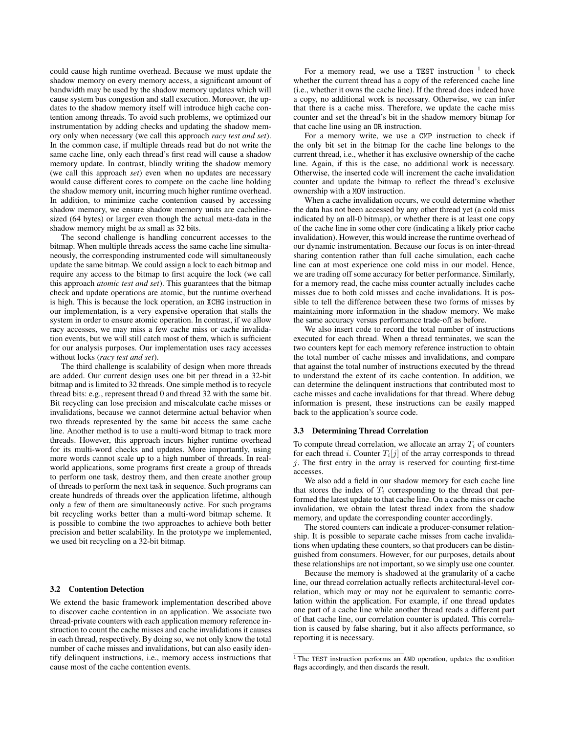could cause high runtime overhead. Because we must update the shadow memory on every memory access, a significant amount of bandwidth may be used by the shadow memory updates which will cause system bus congestion and stall execution. Moreover, the updates to the shadow memory itself will introduce high cache contention among threads. To avoid such problems, we optimized our instrumentation by adding checks and updating the shadow memory only when necessary (we call this approach *racy test and set*). In the common case, if multiple threads read but do not write the same cache line, only each thread's first read will cause a shadow memory update. In contrast, blindly writing the shadow memory (we call this approach *set*) even when no updates are necessary would cause different cores to compete on the cache line holding the shadow memory unit, incurring much higher runtime overhead. In addition, to minimize cache contention caused by accessing shadow memory, we ensure shadow memory units are cacheline-sized (64 bytes) or larger even though the actual meta-data in the shadow memory might be as small as 32 bits.

The second challenge is handling concurrent accesses to the bitmap. When multiple threads access the same cache line simultaneously, the corresponding instrumented code will simultaneously update the same bitmap. We could assign a lock to each bitmap and require any access to the bitmap to first acquire the lock (we call this approach *atomic test and set*). This guarantees that the bitmap check and update operations are atomic, but the runtime overhead is high. This is because the lock operation, an `XCHG` instruction in our implementation, is a very expensive operation that stalls the system in order to ensure atomic operation. In contrast, if we allow racy accesses, we may miss a few cache miss or cache invalidation events, but we will still catch most of them, which is sufficient for our analysis purposes. Our implementation uses racy accesses without locks (*racy test and set*).

The third challenge is scalability of design when more threads are added. Our current design uses one bit per thread in a 32-bit bitmap and is limited to 32 threads. One simple method is to recycle thread bits: e.g., represent thread 0 and thread 32 with the same bit. Bit recycling can lose precision and miscalculate cache misses or invalidations, because we cannot determine actual behavior when two threads represented by the same bit access the same cache line. Another method is to use a multi-word bitmap to track more threads. However, this approach incurs higher runtime overhead for its multi-word checks and updates. More importantly, using more words cannot scale up to a high number of threads. In real-world applications, some programs first create a group of threads to perform one task, destroy them, and then create another group of threads to perform the next task in sequence. Such programs can create hundreds of threads over the application lifetime, although only a few of them are simultaneously active. For such programs bit recycling works better than a multi-word bitmap scheme. It is possible to combine the two approaches to achieve both better precision and better scalability. In the prototype we implemented, we used bit recycling on a 32-bit bitmap.

### 3.2 Contention Detection

We extend the basic framework implementation described above to discover cache contention in an application. We associate two thread-private counters with each application memory reference instruction to count the cache misses and cache invalidations it causes in each thread, respectively. By doing so, we not only know the total number of cache misses and invalidations, but can also easily identify delinquent instructions, i.e., memory access instructions that cause most of the cache contention events.

For a memory read, we use a `TEST` instruction [1] to check whether the current thread has a copy of the referenced cache line (i.e., whether it owns the cache line). If the thread does indeed have a copy, no additional work is necessary. Otherwise, we can infer that there is a cache miss. Therefore, we update the cache miss counter and set the thread's bit in the shadow memory bitmap for that cache line using an `OR` instruction.

For a memory write, we use a `CMP` instruction to check if the only bit set in the bitmap for the cache line belongs to the current thread, i.e., whether it has exclusive ownership of the cache line. Again, if this is the case, no additional work is necessary. Otherwise, the inserted code will increment the cache invalidation counter and update the bitmap to reflect the thread's exclusive ownership with a `MOV` instruction.

When a cache invalidation occurs, we could determine whether the data has not been accessed by any other thread yet (a cold miss indicated by an all-0 bitmap), or whether there is at least one copy of the cache line in some other core (indicating a likely prior cache invalidation). However, this would increase the runtime overhead of our dynamic instrumentation. Because our focus is on inter-thread sharing contention rather than full cache simulation, each cache line can at most experience one cold miss in our model. Hence, we are trading off some accuracy for better performance. Similarly, for a memory read, the cache miss counter actually includes cache misses due to both cold misses and cache invalidations. It is possible to tell the difference between these two forms of misses by maintaining more information in the shadow memory. We make the same accuracy versus performance trade-off as before.

We also insert code to record the total number of instructions executed for each thread. When a thread terminates, we scan the two counters kept for each memory reference instruction to obtain the total number of cache misses and invalidations, and compare that against the total number of instructions executed by the thread to understand the extent of its cache contention. In addition, we can determine the delinquent instructions that contributed most to cache misses and cache invalidations for that thread. Where debug information is present, these instructions can be easily mapped back to the application's source code.

### 3.3 Determining Thread Correlation

To compute thread correlation, we allocate an array $T_i$ of counters for each thread $i$. Counter $T_i[j]$ of the array corresponds to thread $j$. The first entry in the array is reserved for counting first-time accesses.

We also add a field in our shadow memory for each cache line that stores the index of $T_i$ corresponding to the thread that performed the latest update to that cache line. On a cache miss or cache invalidation, we obtain the latest thread index from the shadow memory, and update the corresponding counter accordingly.

The stored counters can indicate a producer-consumer relationship. It is possible to separate cache misses from cache invalidations when updating these counters, so that producers can be distinguished from consumers. However, for our purposes, details about these relationships are not important, so we simply use one counter.

Because the memory is shadowed at the granularity of a cache line, our thread correlation actually reflects architectural-level correlation, which may or may not be equivalent to semantic correlation within the application. For example, if one thread updates one part of a cache line while another thread reads a different part of that cache line, our correlation counter is updated. This correlation is caused by false sharing, but it also affects performance, so reporting it is necessary.

[1] The `TEST` instruction performs an `AND` operation, updates the condition flags accordingly, and then discards the result.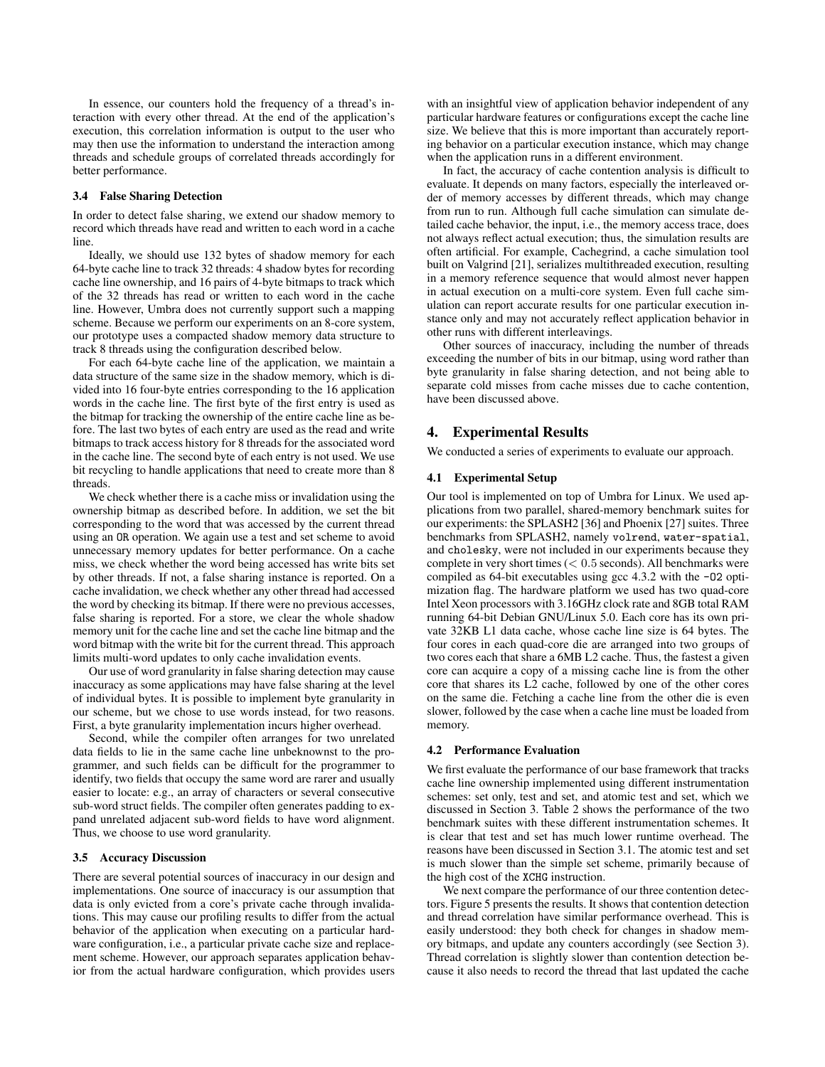In essence, our counters hold the frequency of a thread's interaction with every other thread. At the end of the application's execution, this correlation information is output to the user who may then use the information to understand the interaction among threads and schedule groups of correlated threads accordingly for better performance.

### 3.4 False Sharing Detection

In order to detect false sharing, we extend our shadow memory to record which threads have read and written to each word in a cache line.

Ideally, we should use 132 bytes of shadow memory for each 64-byte cache line to track 32 threads: 4 shadow bytes for recording cache line ownership, and 16 pairs of 4-byte bitmaps to track which of the 32 threads has read or written to each word in the cache line. However, Umbra does not currently support such a mapping scheme. Because we perform our experiments on an 8-core system, our prototype uses a compacted shadow memory data structure to track 8 threads using the configuration described below.

For each 64-byte cache line of the application, we maintain a data structure of the same size in the shadow memory, which is divided into 16 four-byte entries corresponding to the 16 application words in the cache line. The first byte of the first entry is used as the bitmap for tracking the ownership of the entire cache line as before. The last two bytes of each entry are used as the read and write bitmaps to track access history for 8 threads for the associated word in the cache line. The second byte of each entry is not used. We use bit recycling to handle applications that need to create more than 8 threads.

We check whether there is a cache miss or invalidation using the ownership bitmap as described before. In addition, we set the bit corresponding to the word that was accessed by the current thread using an `OR` operation. We again use a test and set scheme to avoid unnecessary memory updates for better performance. On a cache miss, we check whether the word being accessed has write bits set by other threads. If not, a false sharing instance is reported. On a cache invalidation, we check whether any other thread had accessed the word by checking its bitmap. If there were no previous accesses, false sharing is reported. For a store, we clear the whole shadow memory unit for the cache line and set the cache line bitmap and the word bitmap with the write bit for the current thread. This approach limits multi-word updates to only cache invalidation events.

Our use of word granularity in false sharing detection may cause inaccuracy as some applications may have false sharing at the level of individual bytes. It is possible to implement byte granularity in our scheme, but we chose to use words instead, for two reasons. First, a byte granularity implementation incurs higher overhead.

Second, while the compiler often arranges for two unrelated data fields to lie in the same cache line unbeknownst to the programmer, and such fields can be difficult for the programmer to identify, two fields that occupy the same word are rarer and usually easier to locate: e.g., an array of characters or several consecutive sub-word struct fields. The compiler often generates padding to expand unrelated adjacent sub-word fields to have word alignment. Thus, we choose to use word granularity.

### 3.5 Accuracy Discussion

There are several potential sources of inaccuracy in our design and implementations. One source of inaccuracy is our assumption that data is only evicted from a core's private cache through invalidations. This may cause our profiling results to differ from the actual behavior of the application when executing on a particular hardware configuration, i.e., a particular private cache size and replacement scheme. However, our approach separates application behavior from the actual hardware configuration, which provides users with an insightful view of application behavior independent of any particular hardware features or configurations except the cache line size. We believe that this is more important than accurately reporting behavior on a particular execution instance, which may change when the application runs in a different environment.

In fact, the accuracy of cache contention analysis is difficult to evaluate. It depends on many factors, especially the interleaved order of memory accesses by different threads, which may change from run to run. Although full cache simulation can simulate detailed cache behavior, the input, i.e., the memory access trace, does not always reflect actual execution; thus, the simulation results are often artificial. For example, Cachegrind, a cache simulation tool built on Valgrind [21], serializes multithreaded execution, resulting in a memory reference sequence that would almost never happen in actual execution on a multi-core system. Even full cache simulation can report accurate results for one particular execution instance only and may not accurately reflect application behavior in other runs with different interleavings.

Other sources of inaccuracy, including the number of threads exceeding the number of bits in our bitmap, using word rather than byte granularity in false sharing detection, and not being able to separate cold misses from cache misses due to cache contention, have been discussed above.

## 4. Experimental Results

We conducted a series of experiments to evaluate our approach.

### 4.1 Experimental Setup

Our tool is implemented on top of Umbra for Linux. We used applications from two parallel, shared-memory benchmark suites for our experiments: the SPLASH2 [36] and Phoenix [27] suites. Three benchmarks from SPLASH2, namely `volrend`, `water-spatial`, and `cholesky`, were not included in our experiments because they complete in very short times ($< 0.5$ seconds). All benchmarks were compiled as 64-bit executables using gcc 4.3.2 with the `-O2` optimization flag. The hardware platform we used has two quad-core Intel Xeon processors with 3.16GHz clock rate and 8GB total RAM running 64-bit Debian GNU/Linux 5.0. Each core has its own private 32KB L1 data cache, whose cache line size is 64 bytes. The four cores in each quad-core die are arranged into two groups of two cores each that share a 6MB L2 cache. Thus, the fastest a given core can acquire a copy of a missing cache line is from the other core that shares its L2 cache, followed by one of the other cores on the same die. Fetching a cache line from the other die is even slower, followed by the case when a cache line must be loaded from memory.

### 4.2 Performance Evaluation

We first evaluate the performance of our base framework that tracks cache line ownership implemented using different instrumentation schemes: set only, test and set, and atomic test and set, which we discussed in Section 3. Table 2 shows the performance of the two benchmark suites with these different instrumentation schemes. It is clear that test and set has much lower runtime overhead. The reasons have been discussed in Section 3.1. The atomic test and set is much slower than the simple set scheme, primarily because of the high cost of the `XCHG` instruction.

We next compare the performance of our three contention detectors. Figure 5 presents the results. It shows that contention detection and thread correlation have similar performance overhead. This is easily understood: they both check for changes in shadow memory bitmaps, and update any counters accordingly (see Section 3). Thread correlation is slightly slower than contention detection because it also needs to record the thread that last updated the cache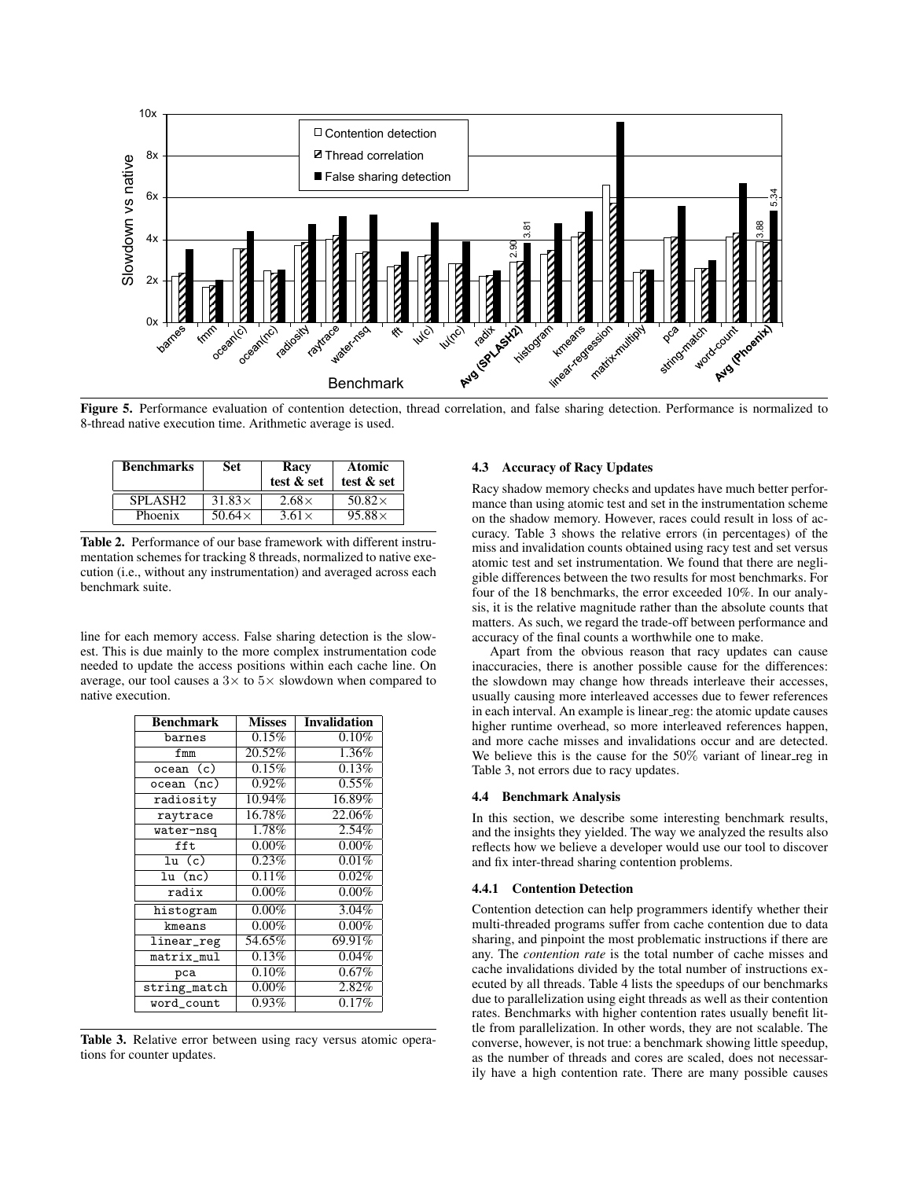**Figure 5.** Performance evaluation of contention detection, thread correlation, and false sharing detection. Performance is normalized to 8-thread native execution time. Arithmetic average is used.

| Benchmarks | Set | Racy test & set | Atomic test & set |
|---|---|---|---|
| SPLASH2 | 31.83× | 2.68× | 50.82× |
| Phoenix | 50.64× | 3.61× | 95.88× |

**Table 2.** Performance of our base framework with different instrumentation schemes for tracking 8 threads, normalized to native execution (i.e., without any instrumentation) and averaged across each benchmark suite.

line for each memory access. False sharing detection is the slowest. This is due mainly to the more complex instrumentation code needed to update the access positions within each cache line. On average, our tool causes a 3× to 5× slowdown when compared to native execution.

| Benchmark | Misses | Invalidation |
|---|---|---|
| barnes | 0.15% | 0.10% |
| fmm | 20.52% | 1.36% |
| ocean (c) | 0.15% | 0.13% |
| ocean (nc) | 0.92% | 0.55% |
| radiosity | 10.94% | 16.89% |
| raytrace | 16.78% | 22.06% |
| water-nsq | 1.78% | 2.54% |
| fft | 0.00% | 0.00% |
| lu (c) | 0.23% | 0.01% |
| lu (nc) | 0.11% | 0.02% |
| radix | 0.00% | 0.00% |
| histogram | 0.00% | 3.04% |
| kmeans | 0.00% | 0.00% |
| linear_reg | 54.65% | 69.91% |
| matrix_mul | 0.13% | 0.04% |
| pca | 0.10% | 0.67% |
| string_match | 0.00% | 2.82% |
| word_count | 0.93% | 0.17% |

**Table 3.** Relative error between using racy versus atomic operations for counter updates.

### 4.3 Accuracy of Racy Updates

Racy shadow memory checks and updates have much better performance than using atomic test and set in the instrumentation scheme on the shadow memory. However, races could result in loss of accuracy. Table 3 shows the relative errors (in percentages) of the miss and invalidation counts obtained using racy test and set versus atomic test and set instrumentation. We found that there are negligible differences between the two results for most benchmarks. For four of the 18 benchmarks, the error exceeded 10%. In our analysis, it is the relative magnitude rather than the absolute counts that matters. As such, we regard the trade-off between performance and accuracy of the final counts a worthwhile one to make.

Apart from the obvious reason that racy updates can cause inaccuracies, there is another possible cause for the differences: the slowdown may change how threads interleave their accesses, usually causing more interleaved accesses due to fewer references in each interval. An example is linear_reg: the atomic update causes higher runtime overhead, so more interleaved references happen, and more cache misses and invalidations occur and are detected. We believe this is the cause for the 50% variant of linear_reg in Table 3, not errors due to racy updates.

### 4.4 Benchmark Analysis

In this section, we describe some interesting benchmark results, and the insights they yielded. The way we analyzed the results also reflects how we believe a developer would use our tool to discover and fix inter-thread sharing contention problems.

#### 4.4.1 Contention Detection

Contention detection can help programmers identify whether their multi-threaded programs suffer from cache contention due to data sharing, and pinpoint the most problematic instructions if there are any. The *contention rate* is the total number of cache misses and cache invalidations divided by the total number of instructions executed by all threads. Table 4 lists the speedups of our benchmarks due to parallelization using eight threads as well as their contention rates. Benchmarks with higher contention rates usually benefit little from parallelization. In other words, they are not scalable. The converse, however, is not true: a benchmark showing little speedup, as the number of threads and cores are scaled, does not necessarily have a high contention rate. There are many possible causes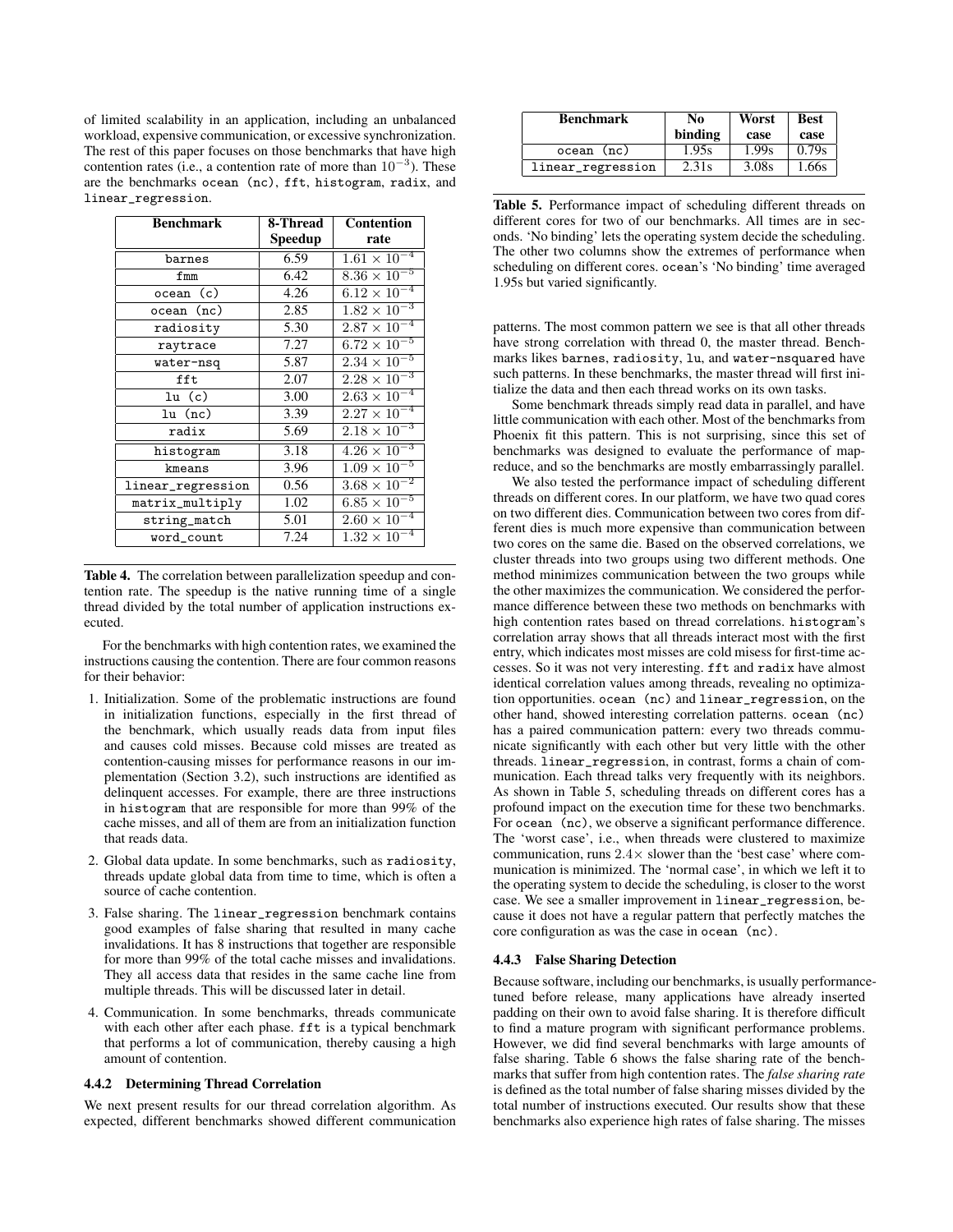of limited scalability in an application, including an unbalanced workload, expensive communication, or excessive synchronization. The rest of this paper focuses on those benchmarks that have high contention rates (i.e., a contention rate of more than $10^{-3}$). These are the benchmarks ocean (nc), fft, histogram, radix, and linear_regression.

| Benchmark | 8-Thread Speedup | Contention rate |
|---|---|---|
| barnes | 6.59 | $1.61 \times 10^{-4}$ |
| fmm | 6.42 | $8.36 \times 10^{-5}$ |
| ocean (c) | 4.26 | $6.12 \times 10^{-4}$ |
| ocean (nc) | 2.85 | $1.82 \times 10^{-3}$ |
| radiosity | 5.30 | $2.87 \times 10^{-4}$ |
| raytrace | 7.27 | $6.72 \times 10^{-5}$ |
| water-nsq | 5.87 | $2.34 \times 10^{-5}$ |
| fft | 2.07 | $2.28 \times 10^{-3}$ |
| lu (c) | 3.00 | $2.63 \times 10^{-4}$ |
| lu (nc) | 3.39 | $2.27 \times 10^{-4}$ |
| radix | 5.69 | $2.18 \times 10^{-3}$ |
| histogram | 3.18 | $4.26 \times 10^{-3}$ |
| kmeans | 3.96 | $1.09 \times 10^{-5}$ |
| linear_regression | 0.56 | $3.68 \times 10^{-2}$ |
| matrix_multiply | 1.02 | $6.85 \times 10^{-5}$ |
| string_match | 5.01 | $2.60 \times 10^{-4}$ |
| word_count | 7.24 | $1.32 \times 10^{-4}$ |

**Table 4.** The correlation between parallelization speedup and contention rate. The speedup is the native running time of a single thread divided by the total number of application instructions executed.

For the benchmarks with high contention rates, we examined the instructions causing the contention. There are four common reasons for their behavior:

1. Initialization. Some of the problematic instructions are found in initialization functions, especially in the first thread of the benchmark, which usually reads data from input files and causes cold misses. Because cold misses are treated as contention-causing misses for performance reasons in our implementation (Section 3.2), such instructions are identified as delinquent accesses. For example, there are three instructions in histogram that are responsible for more than 99% of the cache misses, and all of them are from an initialization function that reads data.
2. Global data update. In some benchmarks, such as radiosity, threads update global data from time to time, which is often a source of cache contention.
3. False sharing. The linear_regression benchmark contains good examples of false sharing that resulted in many cache invalidations. It has 8 instructions that together are responsible for more than 99% of the total cache misses and invalidations. They all access data that resides in the same cache line from multiple threads. This will be discussed later in detail.
4. Communication. In some benchmarks, threads communicate with each other after each phase. fft is a typical benchmark that performs a lot of communication, thereby causing a high amount of contention.

### 4.4.2 Determining Thread Correlation

We next present results for our thread correlation algorithm. As expected, different benchmarks showed different communication patterns. The most common pattern we see is that all other threads have strong correlation with thread 0, the master thread. Benchmarks likes barnes, radiosity, lu, and water-nsquared have such patterns. In these benchmarks, the master thread will first initialize the data and then each thread works on its own tasks.

| Benchmark | No binding | Worst case | Best case |
|---|---|---|---|
| ocean (nc) | 1.95s | 1.99s | 0.79s |
| linear_regression | 2.31s | 3.08s | 1.66s |

**Table 5.** Performance impact of scheduling different threads on different cores for two of our benchmarks. All times are in seconds. 'No binding' lets the operating system decide the scheduling. The other two columns show the extremes of performance when scheduling on different cores. ocean's 'No binding' time averaged 1.95s but varied significantly.

Some benchmark threads simply read data in parallel, and have little communication with each other. Most of the benchmarks from Phoenix fit this pattern. This is not surprising, since this set of benchmarks was designed to evaluate the performance of map-reduce, and so the benchmarks are mostly embarrassingly parallel.

We also tested the performance impact of scheduling different threads on different cores. In our platform, we have two quad cores on two different dies. Communication between two cores from different dies is much more expensive than communication between two cores on the same die. Based on the observed correlations, we cluster threads into two groups using two different methods. One method minimizes communication between the two groups while the other maximizes the communication. We considered the performance difference between these two methods on benchmarks with high contention rates based on thread correlations. histogram's correlation array shows that all threads interact most with the first entry, which indicates most misses are cold misess for first-time accesses. So it was not very interesting. fft and radix have almost identical correlation values among threads, revealing no optimization opportunities. ocean (nc) and linear_regression, on the other hand, showed interesting correlation patterns. ocean (nc) has a paired communication pattern: every two threads communicate significantly with each other but very little with the other threads. linear_regression, in contrast, forms a chain of communication. Each thread talks very frequently with its neighbors. As shown in Table 5, scheduling threads on different cores has a profound impact on the execution time for these two benchmarks. For ocean (nc), we observe a significant performance difference. The 'worst case', i.e., when threads were clustered to maximize communication, runs 2.4× slower than the 'best case' where communication is minimized. The 'normal case', in which we left it to the operating system to decide the scheduling, is closer to the worst case. We see a smaller improvement in linear_regression, because it does not have a regular pattern that perfectly matches the core configuration as was the case in ocean (nc).

### 4.4.3 False Sharing Detection

Because software, including our benchmarks, is usually performance-tuned before release, many applications have already inserted padding on their own to avoid false sharing. It is therefore difficult to find a mature program with significant performance problems. However, we did find several benchmarks with large amounts of false sharing. Table 6 shows the false sharing rate of the benchmarks that suffer from high contention rates. The *false sharing rate* is defined as the total number of false sharing misses divided by the total number of instructions executed. Our results show that these benchmarks also experience high rates of false sharing. The misses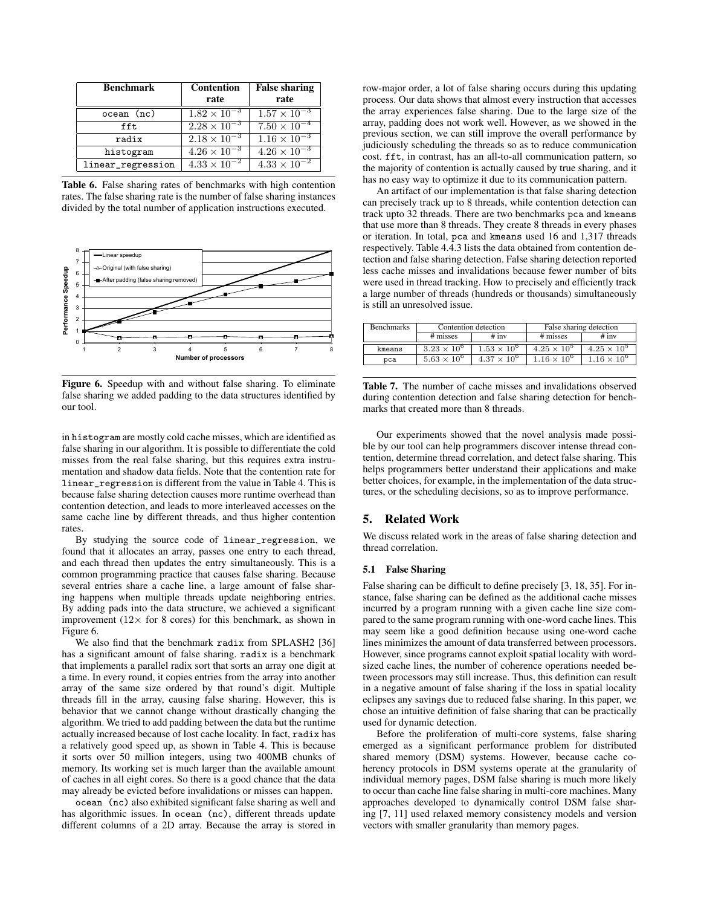| Benchmark | Contention rate | False sharing rate |
|---|---|---|
| ocean (nc) | $1.82 \times 10^{-3}$ | $1.57 \times 10^{-3}$ |
| fft | $2.28 \times 10^{-3}$ | $7.50 \times 10^{-4}$ |
| radix | $2.18 \times 10^{-3}$ | $1.16 \times 10^{-3}$ |
| histogram | $4.26 \times 10^{-3}$ | $4.26 \times 10^{-3}$ |
| linear_regression | $4.33 \times 10^{-2}$ | $4.33 \times 10^{-2}$ |

**Table 6.** False sharing rates of benchmarks with high contention rates. The false sharing rate is the number of false sharing instances divided by the total number of application instructions executed.

**Figure 6.** Speedup with and without false sharing. To eliminate false sharing we added padding to the data structures identified by our tool.

in histogram are mostly cold cache misses, which are identified as false sharing in our algorithm. It is possible to differentiate the cold misses from the real false sharing, but this requires extra instrumentation and shadow data fields. Note that the contention rate for linear_regression is different from the value in Table 4. This is because false sharing detection causes more runtime overhead than contention detection, and leads to more interleaved accesses on the same cache line by different threads, and thus higher contention rates.

By studying the source code of linear_regression, we found that it allocates an array, passes one entry to each thread, and each thread then updates the entry simultaneously. This is a common programming practice that causes false sharing. Because several entries share a cache line, a large amount of false sharing happens when multiple threads update neighboring entries. By adding pads into the data structure, we achieved a significant improvement (12× for 8 cores) for this benchmark, as shown in Figure 6.

We also find that the benchmark radix from SPLASH2 [36] has a significant amount of false sharing. radix is a benchmark that implements a parallel radix sort that sorts an array one digit at a time. In every round, it copies entries from the array into another array of the same size ordered by that round's digit. Multiple threads fill in the array, causing false sharing. However, this is behavior that we cannot change without drastically changing the algorithm. We tried to add padding between the data but the runtime actually increased because of lost cache locality. In fact, radix has a relatively good speed up, as shown in Table 4. This is because it sorts over 50 million integers, using two 400MB chunks of memory. Its working set is much larger than the available amount of caches in all eight cores. So there is a good chance that the data may already be evicted before invalidations or misses can happen.

ocean (nc) also exhibited significant false sharing as well and has algorithmic issues. In ocean (nc), different threads update different columns of a 2D array. Because the array is stored in row-major order, a lot of false sharing occurs during this updating process. Our data shows that almost every instruction that accesses the array experiences false sharing. Due to the large size of the array, padding does not work well. However, as we showed in the previous section, we can still improve the overall performance by judiciously scheduling the threads so as to reduce communication cost. fft, in contrast, has an all-to-all communication pattern, so the majority of contention is actually caused by true sharing, and it has no easy way to optimize it due to its communication pattern.

An artifact of our implementation is that false sharing detection can precisely track up to 8 threads, while contention detection can track upto 32 threads. There are two benchmarks pca and kmeans that use more than 8 threads. They create 8 threads in every phases or iteration. In total, pca and kmeans used 16 and 1,317 threads respectively. Table 4.4.3 lists the data obtained from contention detection and false sharing detection. False sharing detection reported less cache misses and invalidations because fewer number of bits were used in thread tracking. How to precisely and efficiently track a large number of threads (hundreds or thousands) simultaneously is still an unresolved issue.

| Benchmarks | Contention detection | | False sharing detection | |
|---|---|---|---|---|
| | # misses | # inv | # misses | # inv |
| kmeans | $3.23 \times 10^{6}$ | $1.53 \times 10^{6}$ | $4.25 \times 10^{5}$ | $4.25 \times 10^{5}$ |
| pca | $5.63 \times 10^{6}$ | $4.37 \times 10^{6}$ | $1.16 \times 10^{6}$ | $1.16 \times 10^{6}$ |

**Table 7.** The number of cache misses and invalidations observed during contention detection and false sharing detection for benchmarks that created more than 8 threads.

Our experiments showed that the novel analysis made possible by our tool can help programmers discover intense thread contention, determine thread correlation, and detect false sharing. This helps programmers better understand their applications and make better choices, for example, in the implementation of the data structures, or the scheduling decisions, so as to improve performance.

## 5. Related Work

We discuss related work in the areas of false sharing detection and thread correlation.

### 5.1 False Sharing

False sharing can be difficult to define precisely [3, 18, 35]. For instance, false sharing can be defined as the additional cache misses incurred by a program running with a given cache line size compared to the same program running with one-word cache lines. This may seem like a good definition because using one-word cache lines minimizes the amount of data transferred between processors. However, since programs cannot exploit spatial locality with word-sized cache lines, the number of coherence operations needed between processors may still increase. Thus, this definition can result in a negative amount of false sharing if the loss in spatial locality eclipses any savings due to reduced false sharing. In this paper, we chose an intuitive definition of false sharing that can be practically used for dynamic detection.

Before the proliferation of multi-core systems, false sharing emerged as a significant performance problem for distributed shared memory (DSM) systems. However, because cache coherency protocols in DSM systems operate at the granularity of individual memory pages, DSM false sharing is much more likely to occur than cache line false sharing in multi-core machines. Many approaches developed to dynamically control DSM false sharing [7, 11] used relaxed memory consistency models and version vectors with smaller granularity than memory pages.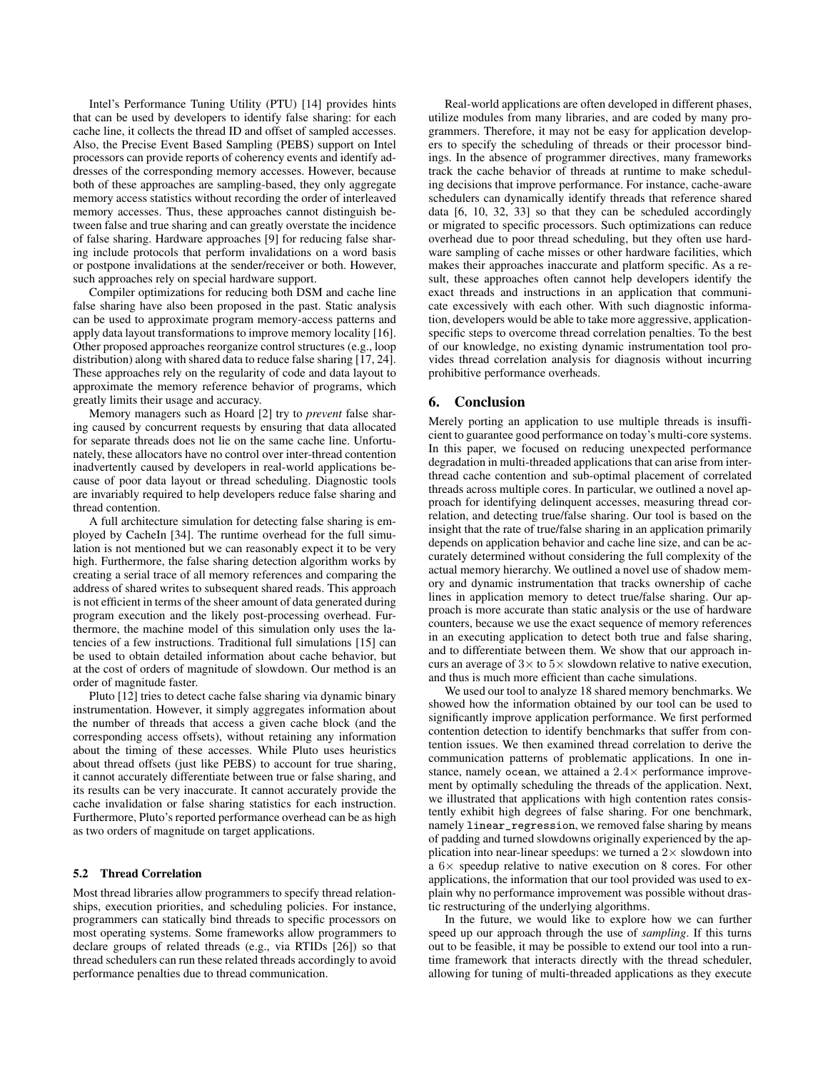Intel's Performance Tuning Utility (PTU) [14] provides hints that can be used by developers to identify false sharing: for each cache line, it collects the thread ID and offset of sampled accesses. Also, the Precise Event Based Sampling (PEBS) support on Intel processors can provide reports of coherency events and identify addresses of the corresponding memory accesses. However, because both of these approaches are sampling-based, they only aggregate memory access statistics without recording the order of interleaved memory accesses. Thus, these approaches cannot distinguish between false and true sharing and can greatly overstate the incidence of false sharing. Hardware approaches [9] for reducing false sharing include protocols that perform invalidations on a word basis or postpone invalidations at the sender/receiver or both. However, such approaches rely on special hardware support.

Compiler optimizations for reducing both DSM and cache line false sharing have also been proposed in the past. Static analysis can be used to approximate program memory-access patterns and apply data layout transformations to improve memory locality [16]. Other proposed approaches reorganize control structures (e.g., loop distribution) along with shared data to reduce false sharing [17, 24]. These approaches rely on the regularity of code and data layout to approximate the memory reference behavior of programs, which greatly limits their usage and accuracy.

Memory managers such as Hoard [2] try to *prevent* false sharing caused by concurrent requests by ensuring that data allocated for separate threads does not lie on the same cache line. Unfortunately, these allocators have no control over inter-thread contention inadvertently caused by developers in real-world applications because of poor data layout or thread scheduling. Diagnostic tools are invariably required to help developers reduce false sharing and thread contention.

A full architecture simulation for detecting false sharing is employed by CacheIn [34]. The runtime overhead for the full simulation is not mentioned but we can reasonably expect it to be very high. Furthermore, the false sharing detection algorithm works by creating a serial trace of all memory references and comparing the address of shared writes to subsequent shared reads. This approach is not efficient in terms of the sheer amount of data generated during program execution and the likely post-processing overhead. Furthermore, the machine model of this simulation only uses the latencies of a few instructions. Traditional full simulations [15] can be used to obtain detailed information about cache behavior, but at the cost of orders of magnitude of slowdown. Our method is an order of magnitude faster.

Pluto [12] tries to detect cache false sharing via dynamic binary instrumentation. However, it simply aggregates information about the number of threads that access a given cache block (and the corresponding access offsets), without retaining any information about the timing of these accesses. While Pluto uses heuristics about thread offsets (just like PEBS) to account for true sharing, it cannot accurately differentiate between true or false sharing, and its results can be very inaccurate. It cannot accurately provide the cache invalidation or false sharing statistics for each instruction. Furthermore, Pluto's reported performance overhead can be as high as two orders of magnitude on target applications.

### 5.2 Thread Correlation

Most thread libraries allow programmers to specify thread relationships, execution priorities, and scheduling policies. For instance, programmers can statically bind threads to specific processors on most operating systems. Some frameworks allow programmers to declare groups of related threads (e.g., via RTIDs [26]) so that thread schedulers can run these related threads accordingly to avoid performance penalties due to thread communication.

Real-world applications are often developed in different phases, utilize modules from many libraries, and are coded by many programmers. Therefore, it may not be easy for application developers to specify the scheduling of threads or their processor bindings. In the absence of programmer directives, many frameworks track the cache behavior of threads at runtime to make scheduling decisions that improve performance. For instance, cache-aware schedulers can dynamically identify threads that reference shared data [6, 10, 32, 33] so that they can be scheduled accordingly or migrated to specific processors. Such optimizations can reduce overhead due to poor thread scheduling, but they often use hardware sampling of cache misses or other hardware facilities, which makes their approaches inaccurate and platform specific. As a result, these approaches often cannot help developers identify the exact threads and instructions in an application that communicate excessively with each other. With such diagnostic information, developers would be able to take more aggressive, application-specific steps to overcome thread correlation penalties. To the best of our knowledge, no existing dynamic instrumentation tool provides thread correlation analysis for diagnosis without incurring prohibitive performance overheads.

## 6. Conclusion

Merely porting an application to use multiple threads is insufficient to guarantee good performance on today's multi-core systems. In this paper, we focused on reducing unexpected performance degradation in multi-threaded applications that can arise from inter-thread cache contention and sub-optimal placement of correlated threads across multiple cores. In particular, we outlined a novel approach for identifying delinquent accesses, measuring thread correlation, and detecting true/false sharing. Our tool is based on the insight that the rate of true/false sharing in an application primarily depends on application behavior and cache line size, and can be accurately determined without considering the full complexity of the actual memory hierarchy. We outlined a novel use of shadow memory and dynamic instrumentation that tracks ownership of cache lines in application memory to detect true/false sharing. Our approach is more accurate than static analysis or the use of hardware counters, because we use the exact sequence of memory references in an executing application to detect both true and false sharing, and to differentiate between them. We show that our approach incurs an average of $3\times$ to $5\times$ slowdown relative to native execution, and thus is much more efficient than cache simulations.

We used our tool to analyze 18 shared memory benchmarks. We showed how the information obtained by our tool can be used to significantly improve application performance. We first performed contention detection to identify benchmarks that suffer from contention issues. We then examined thread correlation to derive the communication patterns of problematic applications. In one instance, namely `ocean`, we attained a $2.4\times$ performance improvement by optimally scheduling the threads of the application. Next, we illustrated that applications with high contention rates consistently exhibit high degrees of false sharing. For one benchmark, namely `linear_regression`, we removed false sharing by means of padding and turned slowdowns originally experienced by the application into near-linear speedups: we turned a $2\times$ slowdown into a $6\times$ speedup relative to native execution on 8 cores. For other applications, the information that our tool provided was used to explain why no performance improvement was possible without drastic restructuring of the underlying algorithms.

In the future, we would like to explore how we can further speed up our approach through the use of *sampling*. If this turns out to be feasible, it may be possible to extend our tool into a runtime framework that interacts directly with the thread scheduler, allowing for tuning of multi-threaded applications as they execute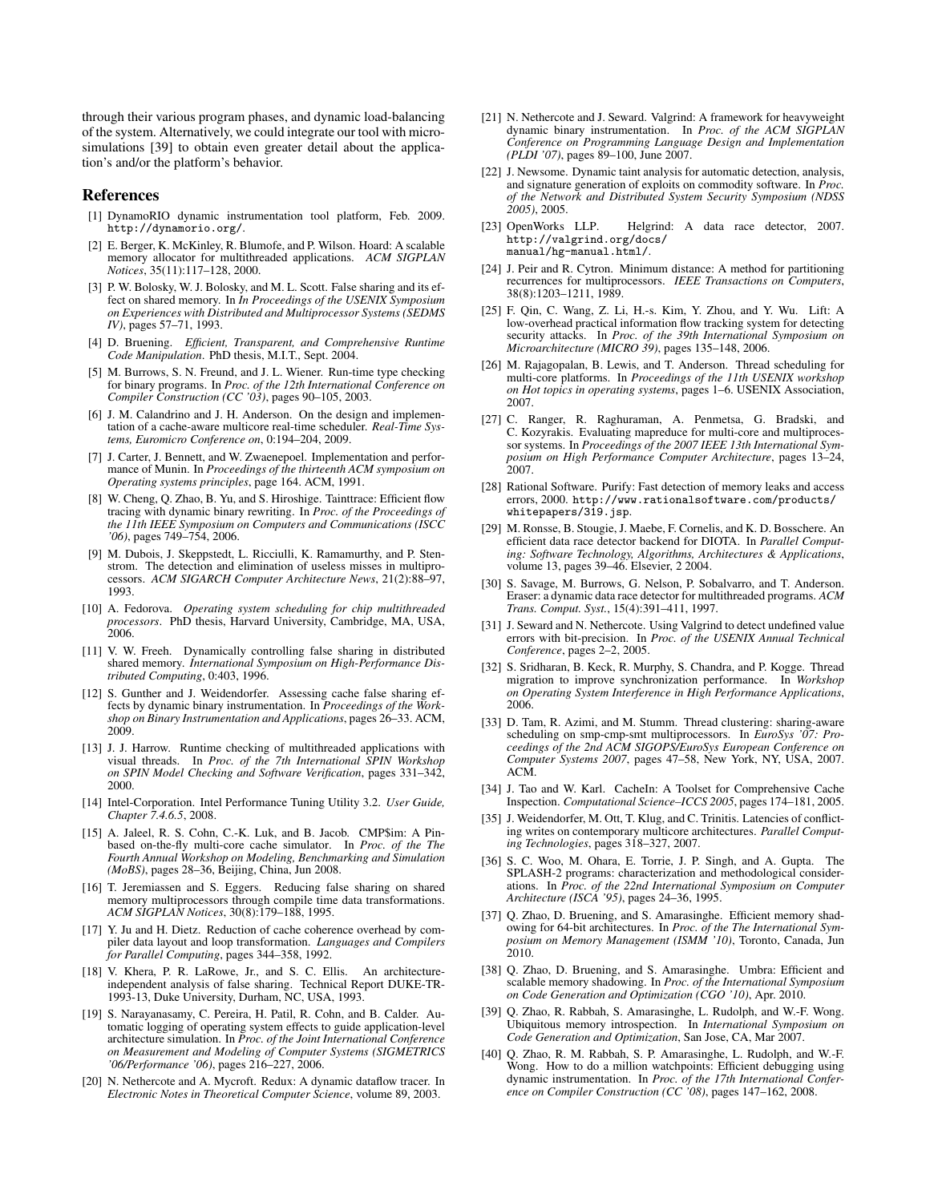through their various program phases, and dynamic load-balancing of the system. Alternatively, we could integrate our tool with micro-simulations [39] to obtain even greater detail about the application's and/or the platform's behavior.

## References

[1] DynamoRIO dynamic instrumentation tool platform, Feb. 2009. http://dynamorio.org/.

[2] E. Berger, K. McKinley, R. Blumofe, and P. Wilson. Hoard: A scalable memory allocator for multithreaded applications. *ACM SIGPLAN Notices*, 35(11):117–128, 2000.

[3] P. W. Bolosky, W. J. Bolosky, and M. L. Scott. False sharing and its effect on shared memory. In *In Proceedings of the USENIX Symposium on Experiences with Distributed and Multiprocessor Systems (SEDMS IV)*, pages 57–71, 1993.

[4] D. Bruening. *Efficient, Transparent, and Comprehensive Runtime Code Manipulation*. PhD thesis, M.I.T., Sept. 2004.

[5] M. Burrows, S. N. Freund, and J. L. Wiener. Run-time type checking for binary programs. In *Proc. of the 12th International Conference on Compiler Construction (CC '03)*, pages 90–105, 2003.

[6] J. M. Calandrino and J. H. Anderson. On the design and implementation of a cache-aware multicore real-time scheduler. *Real-Time Systems, Euromicro Conference on*, 0:194–204, 2009.

[7] J. Carter, J. Bennett, and W. Zwaenepoel. Implementation and performance of Munin. In *Proceedings of the thirteenth ACM symposium on Operating systems principles*, page 164. ACM, 1991.

[8] W. Cheng, Q. Zhao, B. Yu, and S. Hiroshige. Tainttrace: Efficient flow tracing with dynamic binary rewriting. In *Proc. of the Proceedings of the 11th IEEE Symposium on Computers and Communications (ISCC '06)*, pages 749–754, 2006.

[9] M. Dubois, J. Skeppstedt, L. Ricciulli, K. Ramamurthy, and P. Stenstrom. The detection and elimination of useless misses in multiprocessors. *ACM SIGARCH Computer Architecture News*, 21(2):88–97, 1993.

[10] A. Fedorova. *Operating system scheduling for chip multithreaded processors*. PhD thesis, Harvard University, Cambridge, MA, USA, 2006.

[11] V. W. Freeh. Dynamically controlling false sharing in distributed shared memory. *International Symposium on High-Performance Distributed Computing*, 0:403, 1996.

[12] S. Gunther and J. Weidendorfer. Assessing cache false sharing effects by dynamic binary instrumentation. In *Proceedings of the Workshop on Binary Instrumentation and Applications*, pages 26–33. ACM, 2009.

[13] J. J. Harrow. Runtime checking of multithreaded applications with visual threads. In *Proc. of the 7th International SPIN Workshop on SPIN Model Checking and Software Verification*, pages 331–342, 2000.

[14] Intel-Corporation. Intel Performance Tuning Utility 3.2. *User Guide, Chapter 7.4.6.5*, 2008.

[15] A. Jaleel, R. S. Cohn, C.-K. Luk, and B. Jacob. CMP$im: A Pin-based on-the-fly multi-core cache simulator. In *Proc. of the The Fourth Annual Workshop on Modeling, Benchmarking and Simulation (MoBS)*, pages 28–36, Beijing, China, Jun 2008.

[16] T. Jeremiassen and S. Eggers. Reducing false sharing on shared memory multiprocessors through compile time data transformations. *ACM SIGPLAN Notices*, 30(8):179–188, 1995.

[17] Y. Ju and H. Dietz. Reduction of cache coherence overhead by compiler data layout and loop transformation. *Languages and Compilers for Parallel Computing*, pages 344–358, 1992.

[18] V. Khera, P. R. LaRowe, Jr., and S. C. Ellis. An architecture-independent analysis of false sharing. Technical Report DUKE-TR-1993-13, Duke University, Durham, NC, USA, 1993.

[19] S. Narayanasamy, C. Pereira, H. Patil, R. Cohn, and B. Calder. Automatic logging of operating system effects to guide application-level architecture simulation. In *Proc. of the Joint International Conference on Measurement and Modeling of Computer Systems (SIGMETRICS '06/Performance '06)*, pages 216–227, 2006.

[20] N. Nethercote and A. Mycroft. Redux: A dynamic dataflow tracer. In *Electronic Notes in Theoretical Computer Science*, volume 89, 2003.

[21] N. Nethercote and J. Seward. Valgrind: A framework for heavyweight dynamic binary instrumentation. In *Proc. of the ACM SIGPLAN Conference on Programming Language Design and Implementation (PLDI '07)*, pages 89–100, June 2007.

[22] J. Newsome. Dynamic taint analysis for automatic detection, analysis, and signature generation of exploits on commodity software. In *Proc. of the Network and Distributed System Security Symposium (NDSS 2005)*, 2005.

[23] OpenWorks LLP. Helgrind: A data race detector, 2007. http://valgrind.org/docs/manual/hg-manual.html/.

[24] J. Peir and R. Cytron. Minimum distance: A method for partitioning recurrences for multiprocessors. *IEEE Transactions on Computers*, 38(8):1203–1211, 1989.

[25] F. Qin, C. Wang, Z. Li, H.-s. Kim, Y. Zhou, and Y. Wu. Lift: A low-overhead practical information flow tracking system for detecting security attacks. In *Proc. of the 39th International Symposium on Microarchitecture (MICRO 39)*, pages 135–148, 2006.

[26] M. Rajagopalan, B. Lewis, and T. Anderson. Thread scheduling for multi-core platforms. In *Proceedings of the 11th USENIX workshop on Hot topics in operating systems*, pages 1–6. USENIX Association, 2007.

[27] C. Ranger, R. Raghuraman, A. Penmetsa, G. Bradski, and C. Kozyrakis. Evaluating mapreduce for multi-core and multiprocessor systems. In *Proceedings of the 2007 IEEE 13th International Symposium on High Performance Computer Architecture*, pages 13–24, 2007.

[28] Rational Software. Purify: Fast detection of memory leaks and access errors, 2000. http://www.rationalsoftware.com/products/whitepapers/319.jsp.

[29] M. Ronsse, B. Stougie, J. Maebe, F. Cornelis, and K. D. Bosschere. An efficient data race detector backend for DIOTA. In *Parallel Computing: Software Technology, Algorithms, Architectures & Applications*, volume 13, pages 39–46. Elsevier, 2 2004.

[30] S. Savage, M. Burrows, G. Nelson, P. Sobalvarro, and T. Anderson. Eraser: a dynamic data race detector for multithreaded programs. *ACM Trans. Comput. Syst.*, 15(4):391–411, 1997.

[31] J. Seward and N. Nethercote. Using Valgrind to detect undefined value errors with bit-precision. In *Proc. of the USENIX Annual Technical Conference*, pages 2–2, 2005.

[32] S. Sridharan, B. Keck, R. Murphy, S. Chandra, and P. Kogge. Thread migration to improve synchronization performance. In *Workshop on Operating System Interference in High Performance Applications*, 2006.

[33] D. Tam, R. Azimi, and M. Stumm. Thread clustering: sharing-aware scheduling on smp-cmp-smt multiprocessors. In *EuroSys '07: Proceedings of the 2nd ACM SIGOPS/EuroSys European Conference on Computer Systems 2007*, pages 47–58, New York, NY, USA, 2007. ACM.

[34] J. Tao and W. Karl. CacheIn: A Toolset for Comprehensive Cache Inspection. *Computational Science–ICCS 2005*, pages 174–181, 2005.

[35] J. Weidendorfer, M. Ott, T. Klug, and C. Trinitis. Latencies of conflicting writes on contemporary multicore architectures. *Parallel Computing Technologies*, pages 318–327, 2007.

[36] S. C. Woo, M. Ohara, E. Torrie, J. P. Singh, and A. Gupta. The SPLASH-2 programs: characterization and methodological considerations. In *Proc. of the 22nd International Symposium on Computer Architecture (ISCA '95)*, pages 24–36, 1995.

[37] Q. Zhao, D. Bruening, and S. Amarasinghe. Efficient memory shadowing for 64-bit architectures. In *Proc. of the The International Symposium on Memory Management (ISMM '10)*, Toronto, Canada, Jun 2010.

[38] Q. Zhao, D. Bruening, and S. Amarasinghe. Umbra: Efficient and scalable memory shadowing. In *Proc. of the International Symposium on Code Generation and Optimization (CGO '10)*, Apr. 2010.

[39] Q. Zhao, R. Rabbah, S. Amarasinghe, L. Rudolph, and W.-F. Wong. Ubiquitous memory introspection. In *International Symposium on Code Generation and Optimization*, San Jose, CA, Mar 2007.

[40] Q. Zhao, R. M. Rabbah, S. P. Amarasinghe, L. Rudolph, and W.-F. Wong. How to do a million watchpoints: Efficient debugging using dynamic instrumentation. In *Proc. of the 17th International Conference on Compiler Construction (CC '08)*, pages 147–162, 2008.